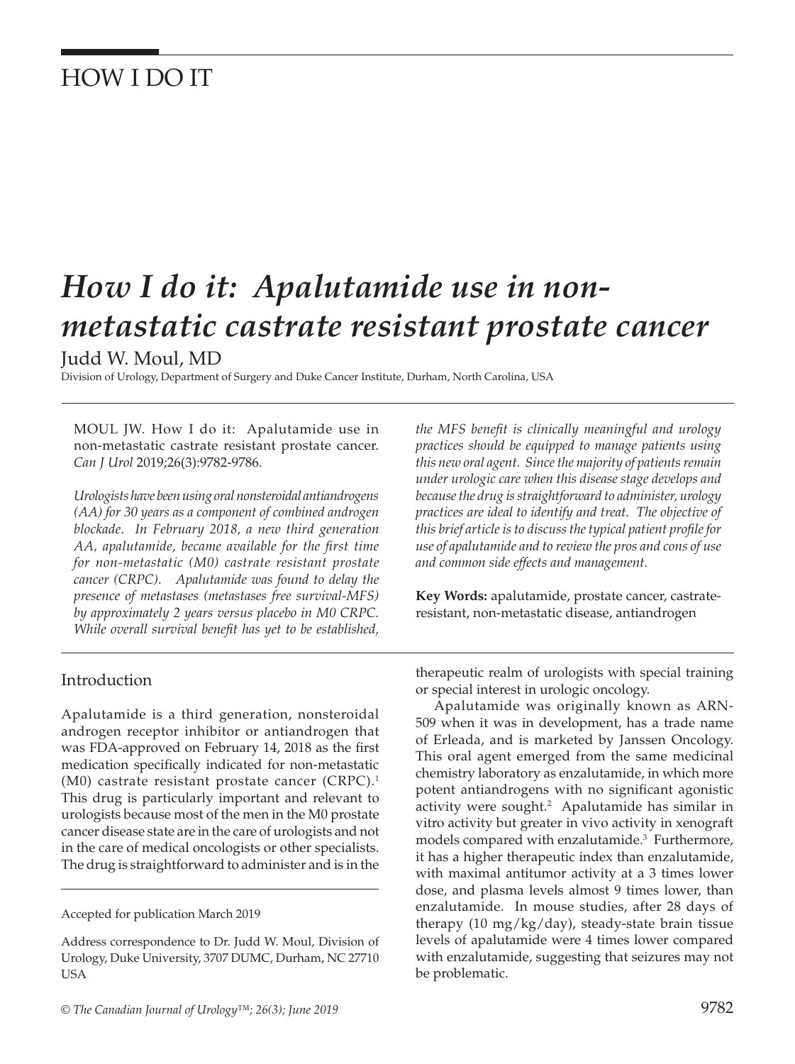# HOW I DO IT

# *How I do it: Apalutamide use in non-metastatic castrate resistant prostate cancer*

Judd W. Moul, MD

Division of Urology, Department of Surgery and Duke Cancer Institute, Durham, North Carolina, USA

MOUL JW. How I do it: Apalutamide use in non-metastatic castrate resistant prostate cancer. *Can J Urol* 2019;26(3):9782-9786.

*Urologists have been using oral nonsteroidal antiandrogens (AA) for 30 years as a component of combined androgen blockade. In February 2018, a new third generation AA, apalutamide, became available for the first time for non-metastatic (M0) castrate resistant prostate cancer (CRPC). Apalutamide was found to delay the presence of metastases (metastases free survival-MFS) by approximately 2 years versus placebo in M0 CRPC. While overall survival benefit has yet to be established, the MFS benefit is clinically meaningful and urology practices should be equipped to manage patients using this new oral agent. Since the majority of patients remain under urologic care when this disease stage develops and because the drug is straightforward to administer, urology practices are ideal to identify and treat. The objective of this brief article is to discuss the typical patient profile for use of apalutamide and to review the pros and cons of use and common side effects and management.*

**Key Words:** apalutamide, prostate cancer, castrate-resistant, non-metastatic disease, antiandrogen

## Introduction

Apalutamide is a third generation, nonsteroidal androgen receptor inhibitor or antiandrogen that was FDA-approved on February 14, 2018 as the first medication specifically indicated for non-metastatic (M0) castrate resistant prostate cancer (CRPC).[1] This drug is particularly important and relevant to urologists because most of the men in the M0 prostate cancer disease state are in the care of urologists and not in the care of medical oncologists or other specialists. The drug is straightforward to administer and is in the therapeutic realm of urologists with special training or special interest in urologic oncology.

Apalutamide was originally known as ARN-509 when it was in development, has a trade name of Erleada, and is marketed by Janssen Oncology. This oral agent emerged from the same medicinal chemistry laboratory as enzalutamide, in which more potent antiandrogens with no significant agonistic activity were sought.[2] Apalutamide has similar in vitro activity but greater in vivo activity in xenograft models compared with enzalutamide.[3] Furthermore, it has a higher therapeutic index than enzalutamide, with maximal antitumor activity at a 3 times lower dose, and plasma levels almost 9 times lower, than enzalutamide. In mouse studies, after 28 days of therapy (10 mg/kg/day), steady-state brain tissue levels of apalutamide were 4 times lower compared with enzalutamide, suggesting that seizures may not be problematic.

Accepted for publication March 2019

Address correspondence to Dr. Judd W. Moul, Division of Urology, Duke University, 3707 DUMC, Durham, NC 27710 USA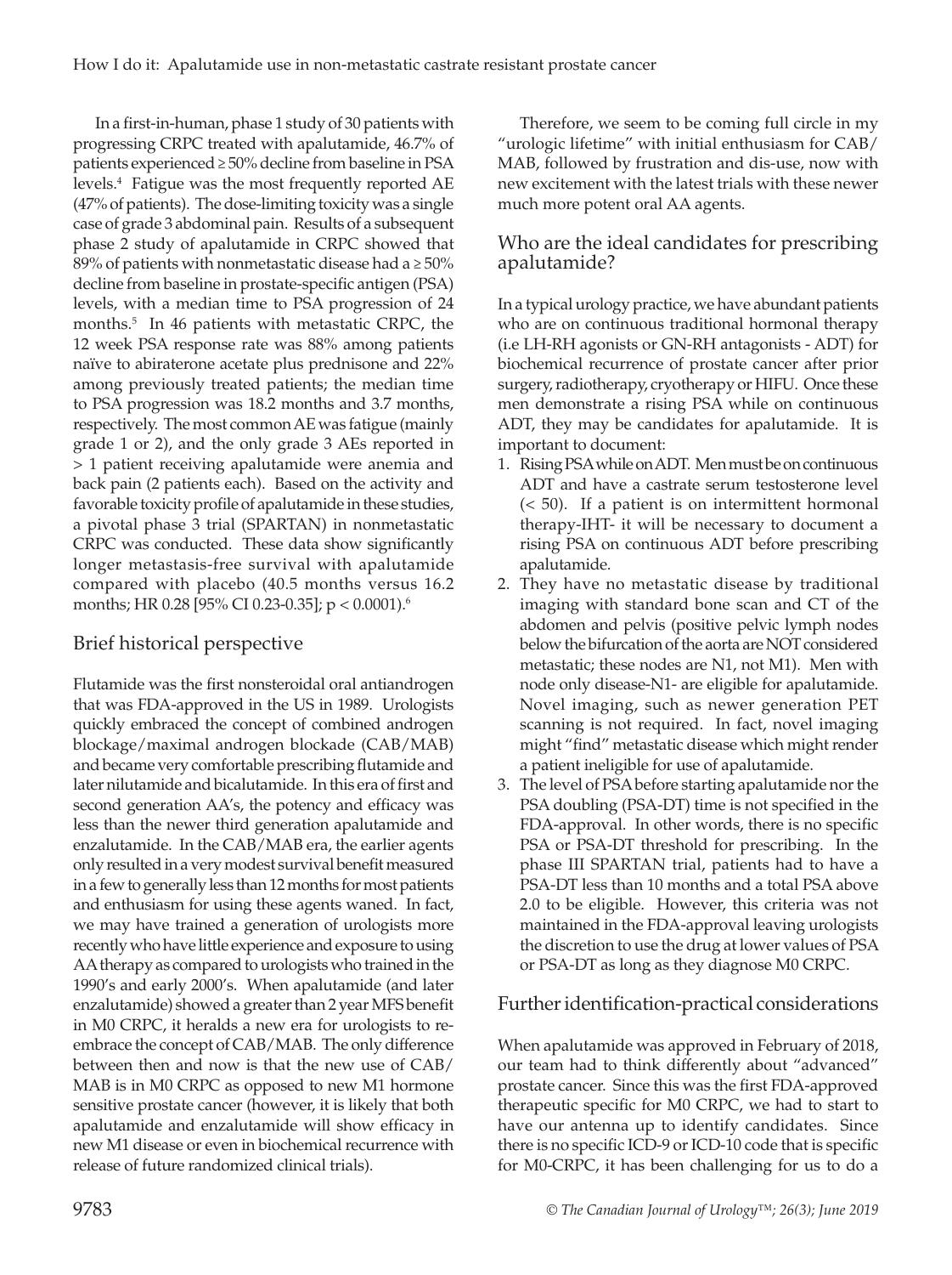In a first-in-human, phase 1 study of 30 patients with progressing CRPC treated with apalutamide, 46.7% of patients experienced ≥ 50% decline from baseline in PSA levels.[4] Fatigue was the most frequently reported AE (47% of patients). The dose-limiting toxicity was a single case of grade 3 abdominal pain. Results of a subsequent phase 2 study of apalutamide in CRPC showed that 89% of patients with nonmetastatic disease had a ≥ 50% decline from baseline in prostate-specific antigen (PSA) levels, with a median time to PSA progression of 24 months.[5] In 46 patients with metastatic CRPC, the 12 week PSA response rate was 88% among patients naïve to abiraterone acetate plus prednisone and 22% among previously treated patients; the median time to PSA progression was 18.2 months and 3.7 months, respectively. The most common AE was fatigue (mainly grade 1 or 2), and the only grade 3 AEs reported in > 1 patient receiving apalutamide were anemia and back pain (2 patients each). Based on the activity and favorable toxicity profile of apalutamide in these studies, a pivotal phase 3 trial (SPARTAN) in nonmetastatic CRPC was conducted. These data show significantly longer metastasis-free survival with apalutamide compared with placebo (40.5 months versus 16.2 months; HR 0.28 [95% CI 0.23-0.35]; $p < 0.0001$).[6]

## Brief historical perspective

Flutamide was the first nonsteroidal oral antiandrogen that was FDA-approved in the US in 1989. Urologists quickly embraced the concept of combined androgen blockage/maximal androgen blockade (CAB/MAB) and became very comfortable prescribing flutamide and later nilutamide and bicalutamide. In this era of first and second generation AA's, the potency and efficacy was less than the newer third generation apalutamide and enzalutamide. In the CAB/MAB era, the earlier agents only resulted in a very modest survival benefit measured in a few to generally less than 12 months for most patients and enthusiasm for using these agents waned. In fact, we may have trained a generation of urologists more recently who have little experience and exposure to using AA therapy as compared to urologists who trained in the 1990's and early 2000's. When apalutamide (and later enzalutamide) showed a greater than 2 year MFS benefit in M0 CRPC, it heralds a new era for urologists to re-embrace the concept of CAB/MAB. The only difference between then and now is that the new use of CAB/MAB is in M0 CRPC as opposed to new M1 hormone sensitive prostate cancer (however, it is likely that both apalutamide and enzalutamide will show efficacy in new M1 disease or even in biochemical recurrence with release of future randomized clinical trials).

Therefore, we seem to be coming full circle in my "urologic lifetime" with initial enthusiasm for CAB/MAB, followed by frustration and dis-use, now with new excitement with the latest trials with these newer much more potent oral AA agents.

## Who are the ideal candidates for prescribing apalutamide?

In a typical urology practice, we have abundant patients who are on continuous traditional hormonal therapy (i.e LH-RH agonists or GN-RH antagonists - ADT) for biochemical recurrence of prostate cancer after prior surgery, radiotherapy, cryotherapy or HIFU. Once these men demonstrate a rising PSA while on continuous ADT, they may be candidates for apalutamide. It is important to document:

1. Rising PSA while on ADT. Men must be on continuous ADT and have a castrate serum testosterone level (< 50). If a patient is on intermittent hormonal therapy-IHT- it will be necessary to document a rising PSA on continuous ADT before prescribing apalutamide.
2. They have no metastatic disease by traditional imaging with standard bone scan and CT of the abdomen and pelvis (positive pelvic lymph nodes below the bifurcation of the aorta are NOT considered metastatic; these nodes are N1, not M1). Men with node only disease-N1- are eligible for apalutamide. Novel imaging, such as newer generation PET scanning is not required. In fact, novel imaging might "find" metastatic disease which might render a patient ineligible for use of apalutamide.
3. The level of PSA before starting apalutamide nor the PSA doubling (PSA-DT) time is not specified in the FDA-approval. In other words, there is no specific PSA or PSA-DT threshold for prescribing. In the phase III SPARTAN trial, patients had to have a PSA-DT less than 10 months and a total PSA above 2.0 to be eligible. However, this criteria was not maintained in the FDA-approval leaving urologists the discretion to use the drug at lower values of PSA or PSA-DT as long as they diagnose M0 CRPC.

## Further identification-practical considerations

When apalutamide was approved in February of 2018, our team had to think differently about "advanced" prostate cancer. Since this was the first FDA-approved therapeutic specific for M0 CRPC, we had to start to have our antenna up to identify candidates. Since there is no specific ICD-9 or ICD-10 code that is specific for M0-CRPC, it has been challenging for us to do a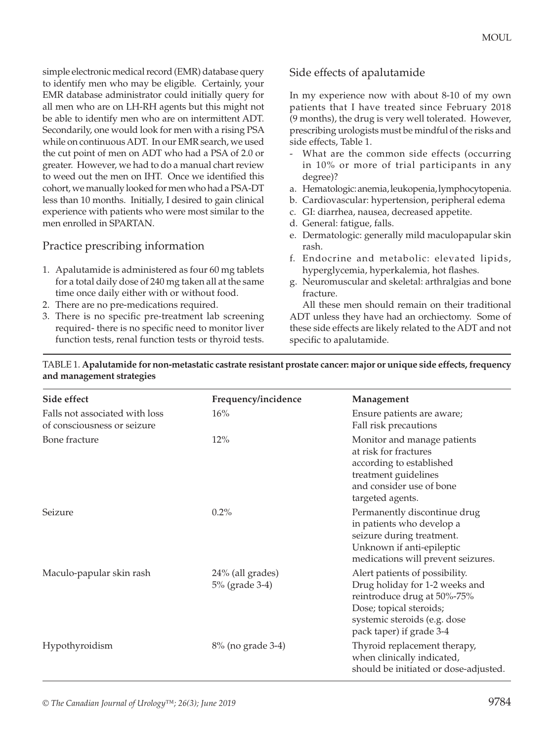simple electronic medical record (EMR) database query to identify men who may be eligible. Certainly, your EMR database administrator could initially query for all men who are on LH-RH agents but this might not be able to identify men who are on intermittent ADT. Secondarily, one would look for men with a rising PSA while on continuous ADT. In our EMR search, we used the cut point of men on ADT who had a PSA of 2.0 or greater. However, we had to do a manual chart review to weed out the men on IHT. Once we identified this cohort, we manually looked for men who had a PSA-DT less than 10 months. Initially, I desired to gain clinical experience with patients who were most similar to the men enrolled in SPARTAN.

## Practice prescribing information

1. Apalutamide is administered as four 60 mg tablets for a total daily dose of 240 mg taken all at the same time once daily either with or without food.
2. There are no pre-medications required.
3. There is no specific pre-treatment lab screening required- there is no specific need to monitor liver function tests, renal function tests or thyroid tests.

## Side effects of apalutamide

In my experience now with about 8-10 of my own patients that I have treated since February 2018 (9 months), the drug is very well tolerated. However, prescribing urologists must be mindful of the risks and side effects, Table 1.

- What are the common side effects (occurring in 10% or more of trial participants in any degree)?

a. Hematologic: anemia, leukopenia, lymphocytopenia.
b. Cardiovascular: hypertension, peripheral edema
c. GI: diarrhea, nausea, decreased appetite.
d. General: fatigue, falls.
e. Dermatologic: generally mild maculopapular skin rash.
f. Endocrine and metabolic: elevated lipids, hyperglycemia, hyperkalemia, hot flashes.
g. Neuromuscular and skeletal: arthralgias and bone fracture.

All these men should remain on their traditional ADT unless they have had an orchiectomy. Some of these side effects are likely related to the ADT and not specific to apalutamide.

TABLE 1. **Apalutamide for non-metastatic castrate resistant prostate cancer: major or unique side effects, frequency and management strategies**

| Side effect | Frequency/incidence | Management |
|---|---|---|
| Falls not associated with loss of consciousness or seizure | 16% | Ensure patients are aware; Fall risk precautions |
| Bone fracture | 12% | Monitor and manage patients at risk for fractures according to established treatment guidelines and consider use of bone targeted agents. |
| Seizure | 0.2% | Permanently discontinue drug in patients who develop a seizure during treatment. Unknown if anti-epileptic medications will prevent seizures. |
| Maculo-papular skin rash | 24% (all grades) 5% (grade 3-4) | Alert patients of possibility. Drug holiday for 1-2 weeks and reintroduce drug at 50%-75% Dose; topical steroids; systemic steroids (e.g. dose pack taper) if grade 3-4 |
| Hypothyroidism | 8% (no grade 3-4) | Thyroid replacement therapy, when clinically indicated, should be initiated or dose-adjusted. |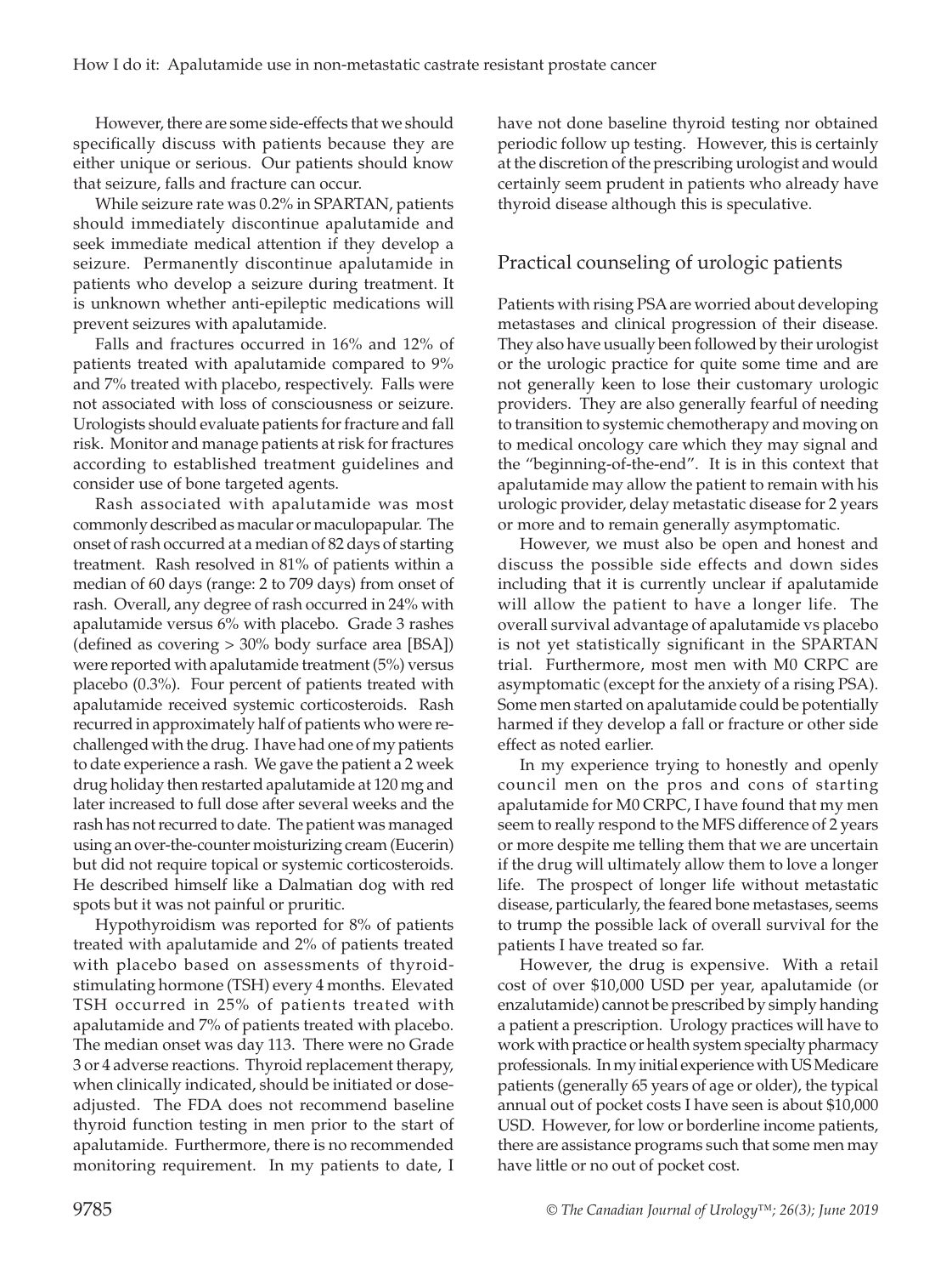However, there are some side-effects that we should specifically discuss with patients because they are either unique or serious. Our patients should know that seizure, falls and fracture can occur.

While seizure rate was 0.2% in SPARTAN, patients should immediately discontinue apalutamide and seek immediate medical attention if they develop a seizure. Permanently discontinue apalutamide in patients who develop a seizure during treatment. It is unknown whether anti-epileptic medications will prevent seizures with apalutamide.

Falls and fractures occurred in 16% and 12% of patients treated with apalutamide compared to 9% and 7% treated with placebo, respectively. Falls were not associated with loss of consciousness or seizure. Urologists should evaluate patients for fracture and fall risk. Monitor and manage patients at risk for fractures according to established treatment guidelines and consider use of bone targeted agents.

Rash associated with apalutamide was most commonly described as macular or maculopapular. The onset of rash occurred at a median of 82 days of starting treatment. Rash resolved in 81% of patients within a median of 60 days (range: 2 to 709 days) from onset of rash. Overall, any degree of rash occurred in 24% with apalutamide versus 6% with placebo. Grade 3 rashes (defined as covering > 30% body surface area [BSA]) were reported with apalutamide treatment (5%) versus placebo (0.3%). Four percent of patients treated with apalutamide received systemic corticosteroids. Rash recurred in approximately half of patients who were re-challenged with the drug. I have had one of my patients to date experience a rash. We gave the patient a 2 week drug holiday then restarted apalutamide at 120 mg and later increased to full dose after several weeks and the rash has not recurred to date. The patient was managed using an over-the-counter moisturizing cream (Eucerin) but did not require topical or systemic corticosteroids. He described himself like a Dalmatian dog with red spots but it was not painful or pruritic.

Hypothyroidism was reported for 8% of patients treated with apalutamide and 2% of patients treated with placebo based on assessments of thyroid-stimulating hormone (TSH) every 4 months. Elevated TSH occurred in 25% of patients treated with apalutamide and 7% of patients treated with placebo. The median onset was day 113. There were no Grade 3 or 4 adverse reactions. Thyroid replacement therapy, when clinically indicated, should be initiated or dose-adjusted. The FDA does not recommend baseline thyroid function testing in men prior to the start of apalutamide. Furthermore, there is no recommended monitoring requirement. In my patients to date, I have not done baseline thyroid testing nor obtained periodic follow up testing. However, this is certainly at the discretion of the prescribing urologist and would certainly seem prudent in patients who already have thyroid disease although this is speculative.

## Practical counseling of urologic patients

Patients with rising PSA are worried about developing metastases and clinical progression of their disease. They also have usually been followed by their urologist or the urologic practice for quite some time and are not generally keen to lose their customary urologic providers. They are also generally fearful of needing to transition to systemic chemotherapy and moving on to medical oncology care which they may signal and the "beginning-of-the-end". It is in this context that apalutamide may allow the patient to remain with his urologic provider, delay metastatic disease for 2 years or more and to remain generally asymptomatic.

However, we must also be open and honest and discuss the possible side effects and down sides including that it is currently unclear if apalutamide will allow the patient to have a longer life. The overall survival advantage of apalutamide vs placebo is not yet statistically significant in the SPARTAN trial. Furthermore, most men with M0 CRPC are asymptomatic (except for the anxiety of a rising PSA). Some men started on apalutamide could be potentially harmed if they develop a fall or fracture or other side effect as noted earlier.

In my experience trying to honestly and openly council men on the pros and cons of starting apalutamide for M0 CRPC, I have found that my men seem to really respond to the MFS difference of 2 years or more despite me telling them that we are uncertain if the drug will ultimately allow them to love a longer life. The prospect of longer life without metastatic disease, particularly, the feared bone metastases, seems to trump the possible lack of overall survival for the patients I have treated so far.

However, the drug is expensive. With a retail cost of over $10,000 USD per year, apalutamide (or enzalutamide) cannot be prescribed by simply handing a patient a prescription. Urology practices will have to work with practice or health system specialty pharmacy professionals. In my initial experience with US Medicare patients (generally 65 years of age or older), the typical annual out of pocket costs I have seen is about $10,000 USD. However, for low or borderline income patients, there are assistance programs such that some men may have little or no out of pocket cost.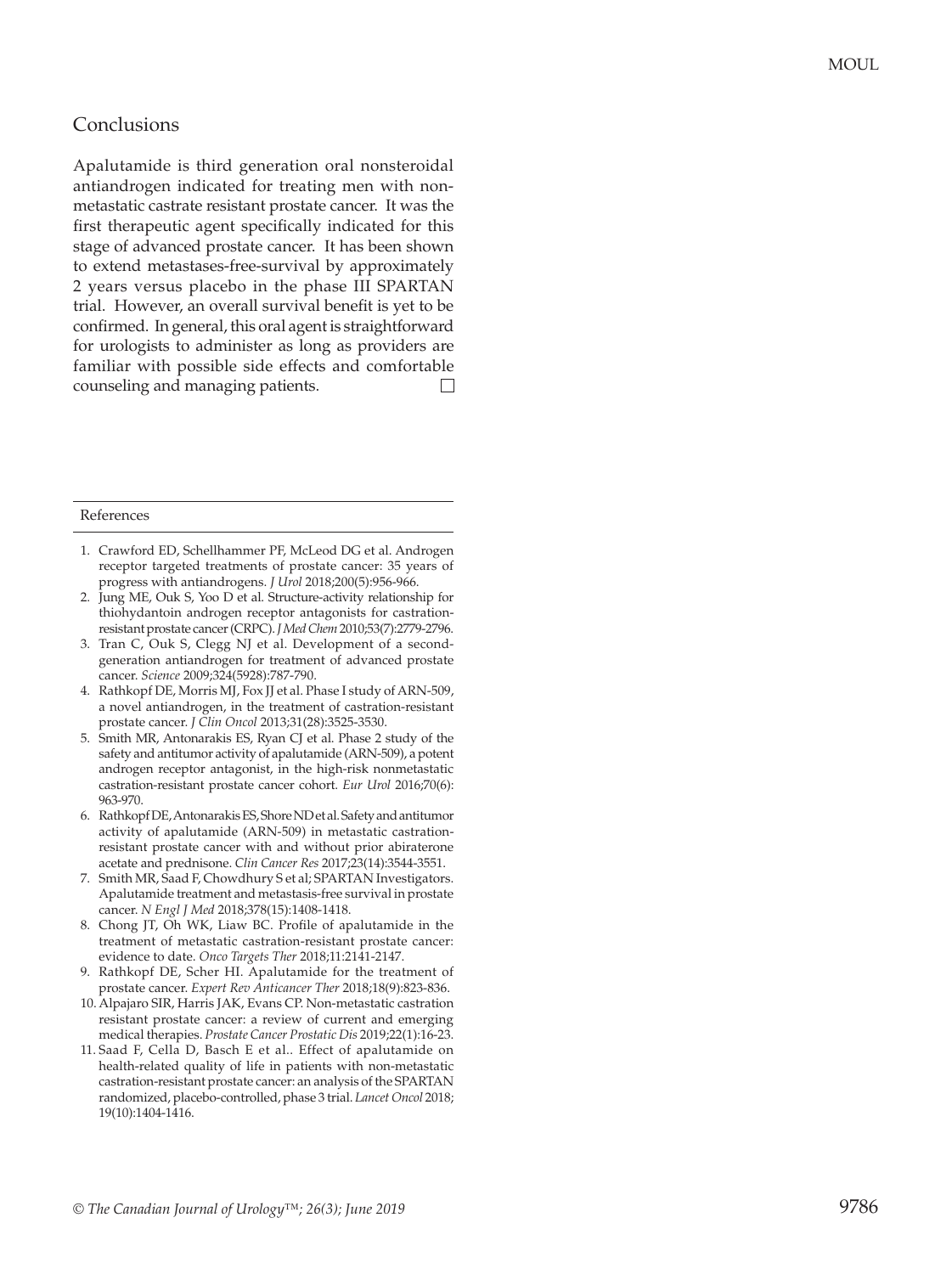## Conclusions

Apalutamide is third generation oral nonsteroidal antiandrogen indicated for treating men with non-metastatic castrate resistant prostate cancer. It was the first therapeutic agent specifically indicated for this stage of advanced prostate cancer. It has been shown to extend metastases-free-survival by approximately 2 years versus placebo in the phase III SPARTAN trial. However, an overall survival benefit is yet to be confirmed. In general, this oral agent is straightforward for urologists to administer as long as providers are familiar with possible side effects and comfortable counseling and managing patients. □

## References

1. Crawford ED, Schellhammer PF, McLeod DG et al. Androgen receptor targeted treatments of prostate cancer: 35 years of progress with antiandrogens. *J Urol* 2018;200(5):956-966.
2. Jung ME, Ouk S, Yoo D et al. Structure-activity relationship for thiohydantoin androgen receptor antagonists for castration-resistant prostate cancer (CRPC). *J Med Chem* 2010;53(7):2779-2796.
3. Tran C, Ouk S, Clegg NJ et al. Development of a second-generation antiandrogen for treatment of advanced prostate cancer. *Science* 2009;324(5928):787-790.
4. Rathkopf DE, Morris MJ, Fox JJ et al. Phase I study of ARN-509, a novel antiandrogen, in the treatment of castration-resistant prostate cancer. *J Clin Oncol* 2013;31(28):3525-3530.
5. Smith MR, Antonarakis ES, Ryan CJ et al. Phase 2 study of the safety and antitumor activity of apalutamide (ARN-509), a potent androgen receptor antagonist, in the high-risk nonmetastatic castration-resistant prostate cancer cohort. *Eur Urol* 2016;70(6):963-970.
6. Rathkopf DE, Antonarakis ES, Shore ND et al. Safety and antitumor activity of apalutamide (ARN-509) in metastatic castration-resistant prostate cancer with and without prior abiraterone acetate and prednisone. *Clin Cancer Res* 2017;23(14):3544-3551.
7. Smith MR, Saad F, Chowdhury S et al; SPARTAN Investigators. Apalutamide treatment and metastasis-free survival in prostate cancer. *N Engl J Med* 2018;378(15):1408-1418.
8. Chong JT, Oh WK, Liaw BC. Profile of apalutamide in the treatment of metastatic castration-resistant prostate cancer: evidence to date. *Onco Targets Ther* 2018;11:2141-2147.
9. Rathkopf DE, Scher HI. Apalutamide for the treatment of prostate cancer. *Expert Rev Anticancer Ther* 2018;18(9):823-836.
10. Alpajaro SIR, Harris JAK, Evans CP. Non-metastatic castration resistant prostate cancer: a review of current and emerging medical therapies. *Prostate Cancer Prostatic Dis* 2019;22(1):16-23.
11. Saad F, Cella D, Basch E et al.. Effect of apalutamide on health-related quality of life in patients with non-metastatic castration-resistant prostate cancer: an analysis of the SPARTAN randomized, placebo-controlled, phase 3 trial. *Lancet Oncol* 2018; 19(10):1404-1416.